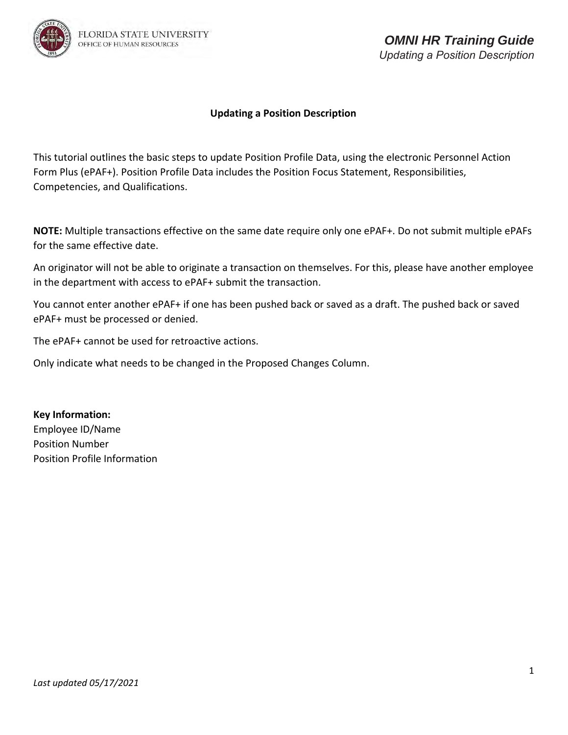# Updating a Position Description

This tutorial outlines the basic steps to update Position Profile Data, using the electronic Personnel Action Form Plus (ePAF+). Position Profile Data includes the Position Focus Statement, Responsibilities, Competencies, and Qualifications.

**NOTE:** Multiple transactions effective on the same date require only one ePAF+. Do not submit multiple ePAFs for the same effective date.

An originator will not be able to originate a transaction on themselves. For this, please have another employee in the department with access to ePAF+ submit the transaction.

You cannot enter another ePAF+ if one has been pushed back or saved as a draft. The pushed back or saved ePAF+ must be processed or denied.

The ePAF+ cannot be used for retroactive actions.

Only indicate what needs to be changed in the Proposed Changes Column.

**Key Information:**
Employee ID/Name
Position Number
Position Profile Information

*Last updated 05/17/2021*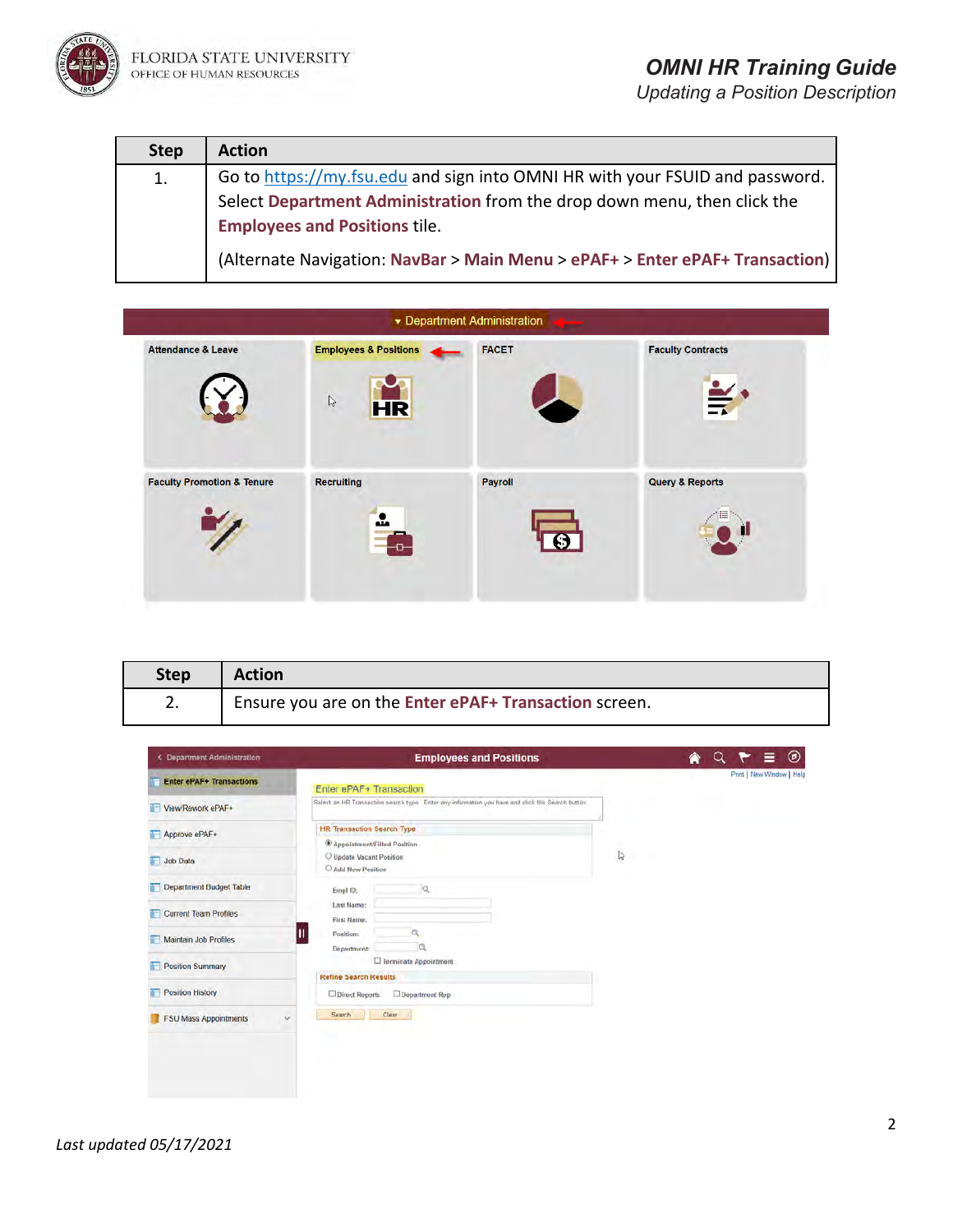| Step | Action |
| --- | --- |
| 1. | Go to https://my.fsu.edu and sign into OMNI HR with your FSUID and password. Select **Department Administration** from the drop down menu, then click the **Employees and Positions** tile.<br><br>(Alternate Navigation: **NavBar** > **Main Menu** > **ePAF+** > **Enter ePAF+ Transaction**) |

| Step | Action |
| --- | --- |
| 2. | Ensure you are on the **Enter ePAF+ Transaction** screen. |

*Last updated 05/17/2021*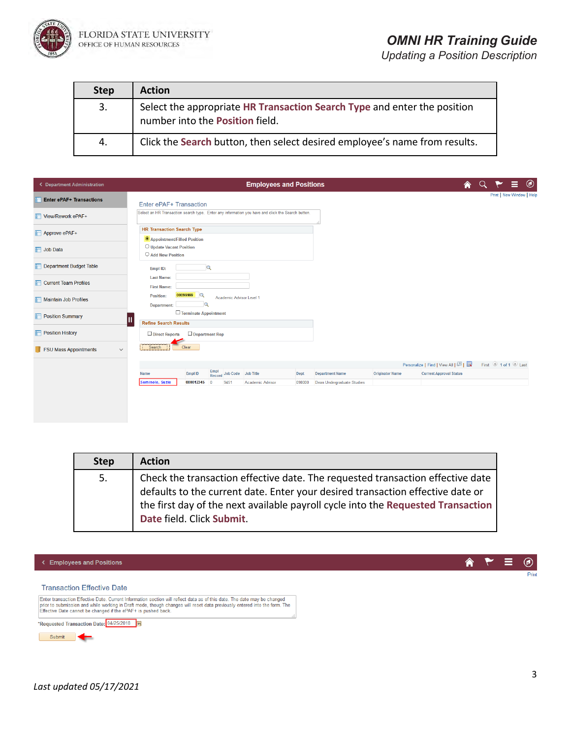| Step | Action |
| --- | --- |
| 3. | Select the appropriate **HR Transaction Search Type** and enter the position number into the **Position** field. |
| 4. | Click the **Search** button, then select desired employee's name from results. |

| Step | Action |
| --- | --- |
| 5. | Check the transaction effective date. The requested transaction effective date defaults to the current date. Enter your desired transaction effective date or the first day of the next available payroll cycle into the **Requested Transaction Date** field. Click **Submit**. |

*Last updated 05/17/2021*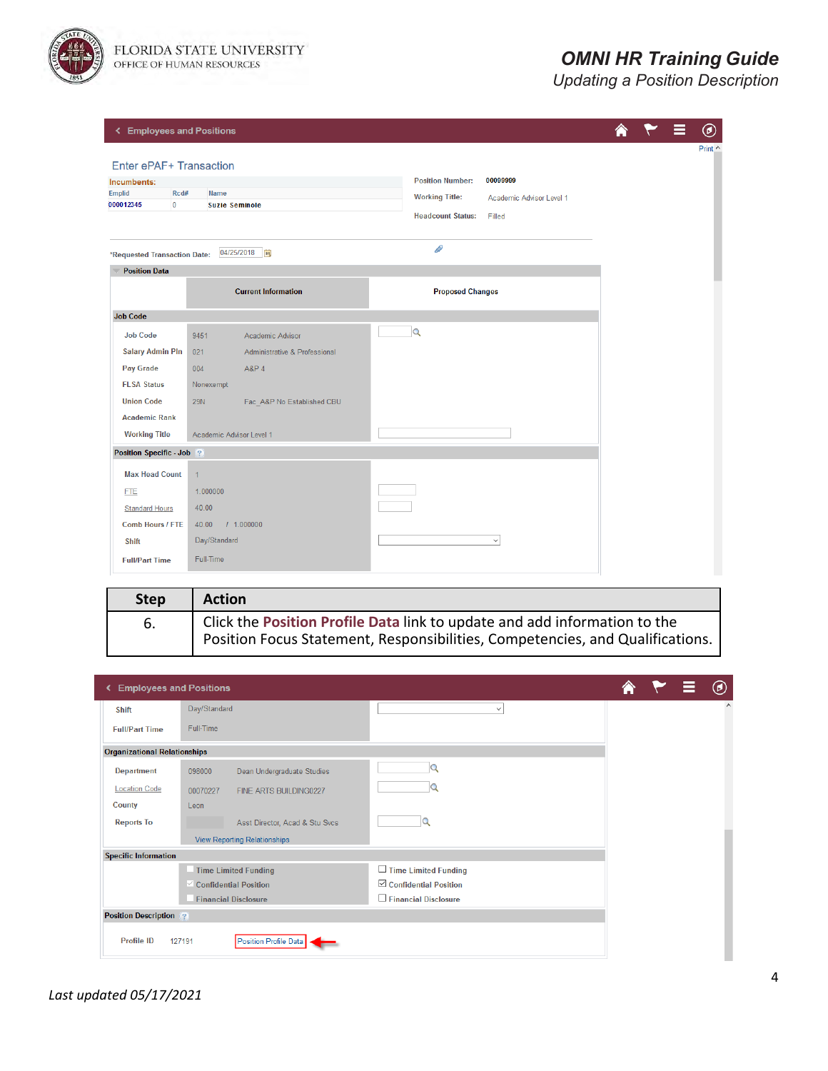| Step | Action |
|---|---|
| 6. | Click the **Position Profile Data** link to update and add information to the Position Focus Statement, Responsibilities, Competencies, and Qualifications. |

*Last updated 05/17/2021*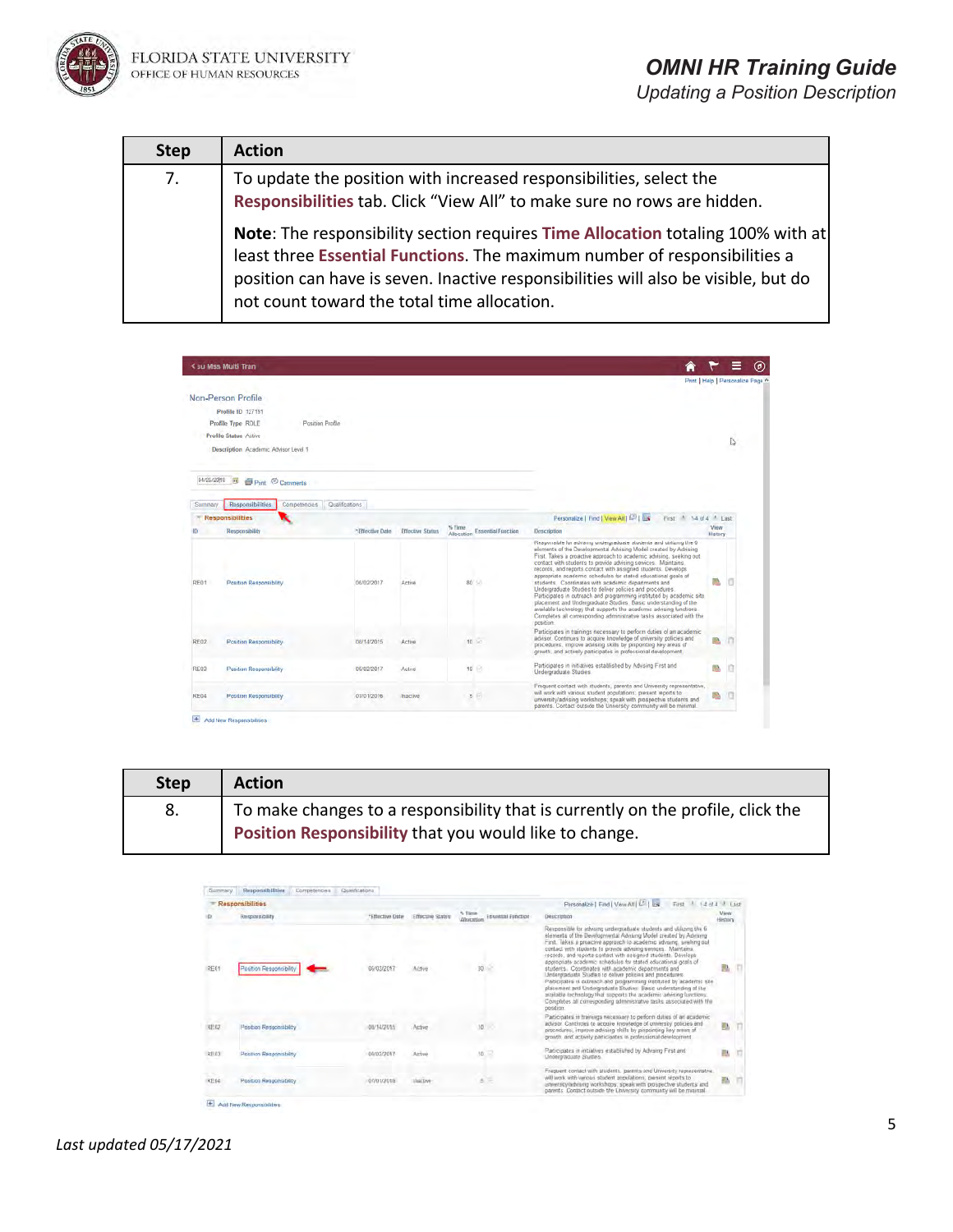| Step | Action |
|---|---|
| 7. | To update the position with increased responsibilities, select the **Responsibilities** tab. Click "View All" to make sure no rows are hidden.<br><br>**Note**: The responsibility section requires **Time Allocation** totaling 100% with at least three **Essential Functions**. The maximum number of responsibilities a position can have is seven. Inactive responsibilities will also be visible, but do not count toward the total time allocation. |

| Step | Action |
|---|---|
| 8. | To make changes to a responsibility that is currently on the profile, click the **Position Responsibility** that you would like to change. |

*Last updated 05/17/2021*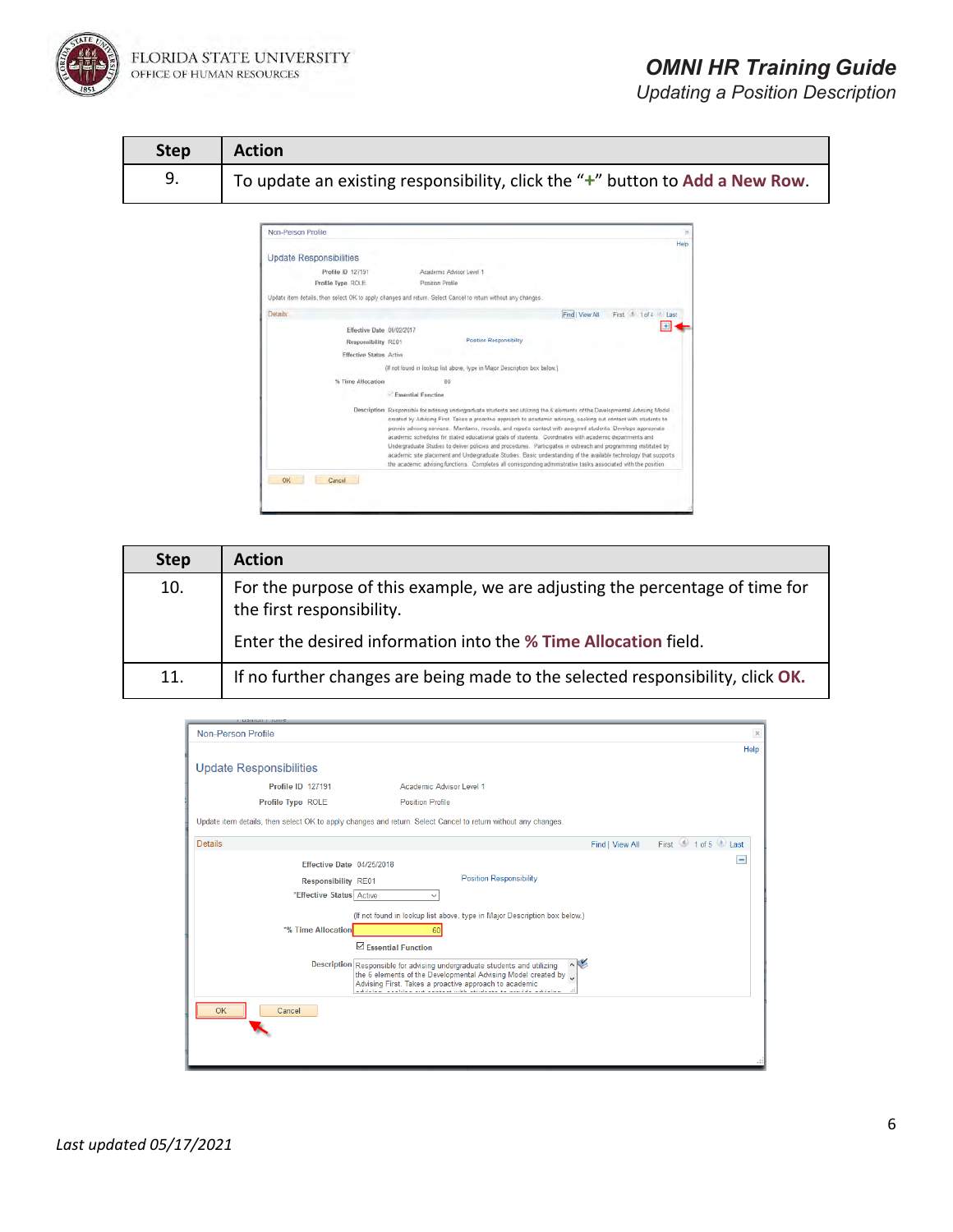| Step | Action |
| --- | --- |
| 9. | To update an existing responsibility, click the "+" button to **Add a New Row**. |

| Step | Action |
| --- | --- |
| 10. | For the purpose of this example, we are adjusting the percentage of time for the first responsibility. Enter the desired information into the **% Time Allocation** field. |
| 11. | If no further changes are being made to the selected responsibility, click **OK.** |

*Last updated 05/17/2021*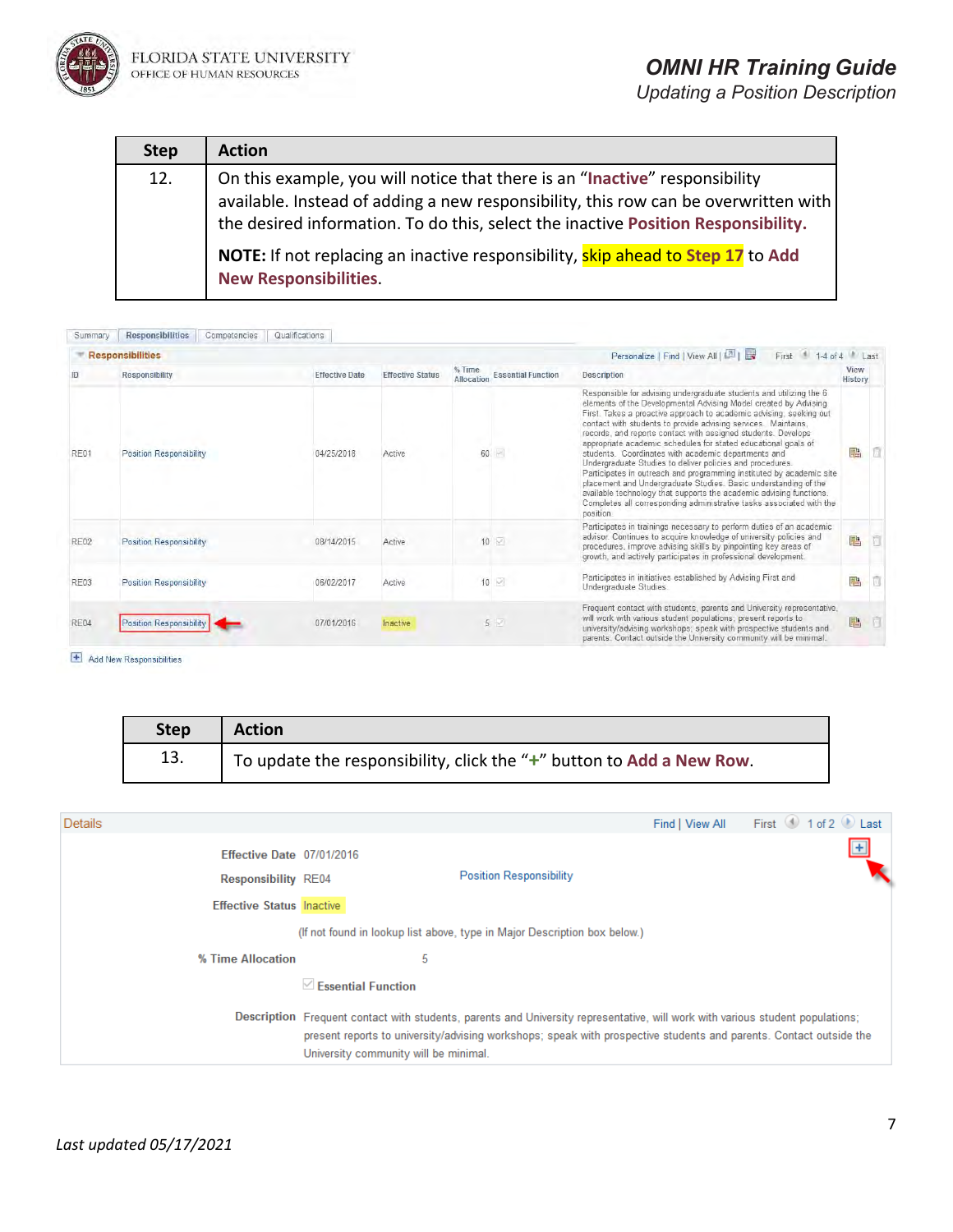| Step | Action |
|---|---|
| 12. | On this example, you will notice that there is an "**Inactive**" responsibility available. Instead of adding a new responsibility, this row can be overwritten with the desired information. To do this, select the inactive **Position Responsibility.** <br><br> **NOTE:** If not replacing an inactive responsibility, **skip ahead to Step 17** to **Add New Responsibilities**. |

Summary | Responsibilities | Competencies | Qualifications

**Responsibilities**

Personalize | Find | View All | First 1-4 of 4 Last

| ID | Responsibility | Effective Date | Effective Status | % Time Allocation | Essential Function | Description | View History |
|---|---|---|---|---|---|---|---|
| RE01 | Position Responsibility | 04/25/2018 | Active | 60 | | Responsible for advising undergraduate students and utilizing the 6 elements of the Developmental Advising Model created by Advising First. Takes a proactive approach to academic advising, seeking out contact with students to provide advising services. Maintains records, and reports contact with assigned students. Develops appropriate academic schedules for stated educational goals of students. Coordinates with academic departments and Undergraduate Studies to deliver policies and procedures. Participates in outreach and programming instituted by academic site placement and Undergraduate Studies. Basic understanding of the available technology that supports the academic advising functions. Completes all corresponding administrative tasks associated with the position. | |
| RE02 | Position Responsibility | 08/14/2015 | Active | 10 | ✓ | Participates in trainings necessary to perform duties of an academic advisor. Continues to acquire knowledge of university policies and procedures, improve advising skills by pinpointing key areas of growth, and actively participates in professional development. | |
| RE03 | Position Responsibility | 08/02/2017 | Active | 10 | ✓ | Participates in initiatives established by Advising First and Undergraduate Studies. | |
| RE04 | Position Responsibility | 07/01/2016 | Inactive | 5 | ✓ | Frequent contact with students, parents and University representative, will work with various student populations, present reports to university/advising workshops; speak with prospective students and parents. Contact outside the University community will be minimal. | |

Add New Responsibilities

| Step | Action |
|---|---|
| 13. | To update the responsibility, click the "**+**" button to **Add a New Row**. |

**Details**

Find | View All First 1 of 2 Last

**Effective Date** 07/01/2016

**Responsibility** RE04 Position Responsibility

**Effective Status** Inactive

(If not found in lookup list above, type in Major Description box below.)

**% Time Allocation** 5

✓ **Essential Function**

**Description** Frequent contact with students, parents and University representative, will work with various student populations; present reports to university/advising workshops; speak with prospective students and parents. Contact outside the University community will be minimal.

*Last updated 05/17/2021*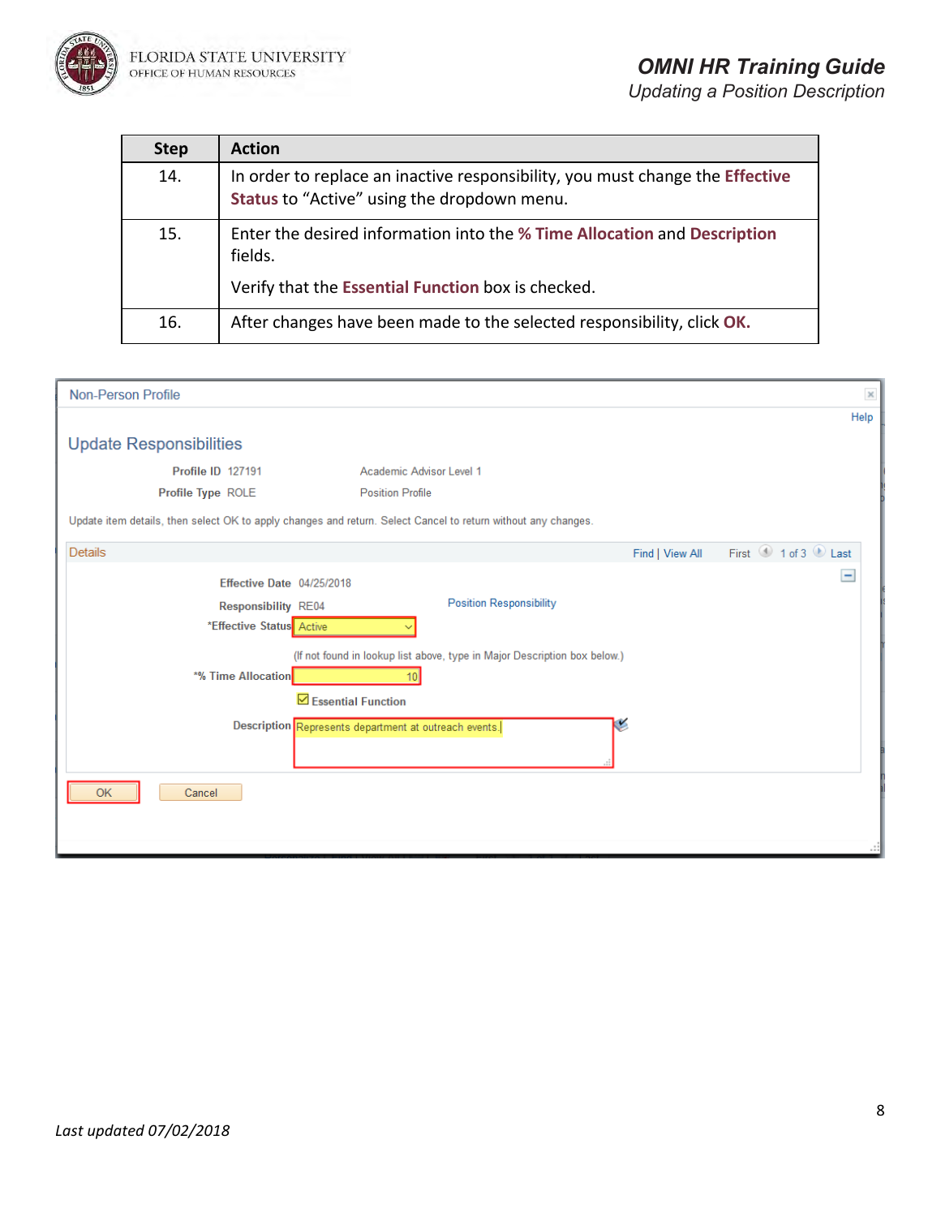| Step | Action |
| --- | --- |
| 14. | In order to replace an inactive responsibility, you must change the **Effective Status** to “Active” using the dropdown menu. |
| 15. | Enter the desired information into the **% Time Allocation** and **Description** fields. Verify that the **Essential Function** box is checked. |
| 16. | After changes have been made to the selected responsibility, click **OK.** |

Non-Person Profile

Help

## Update Responsibilities

**Profile ID** 127191 Academic Advisor Level 1

**Profile Type** ROLE Position Profile

Update item details, then select OK to apply changes and return. Select Cancel to return without any changes.

Details | Find | View All | First 1 of 3 Last

**Effective Date** 04/25/2018

**Responsibility** RE04 Position Responsibility

***Effective Status** Active

(If not found in lookup list above, type in Major Description box below.)

***% Time Allocation** 10

☑ **Essential Function**

**Description** Represents department at outreach events.

OK | Cancel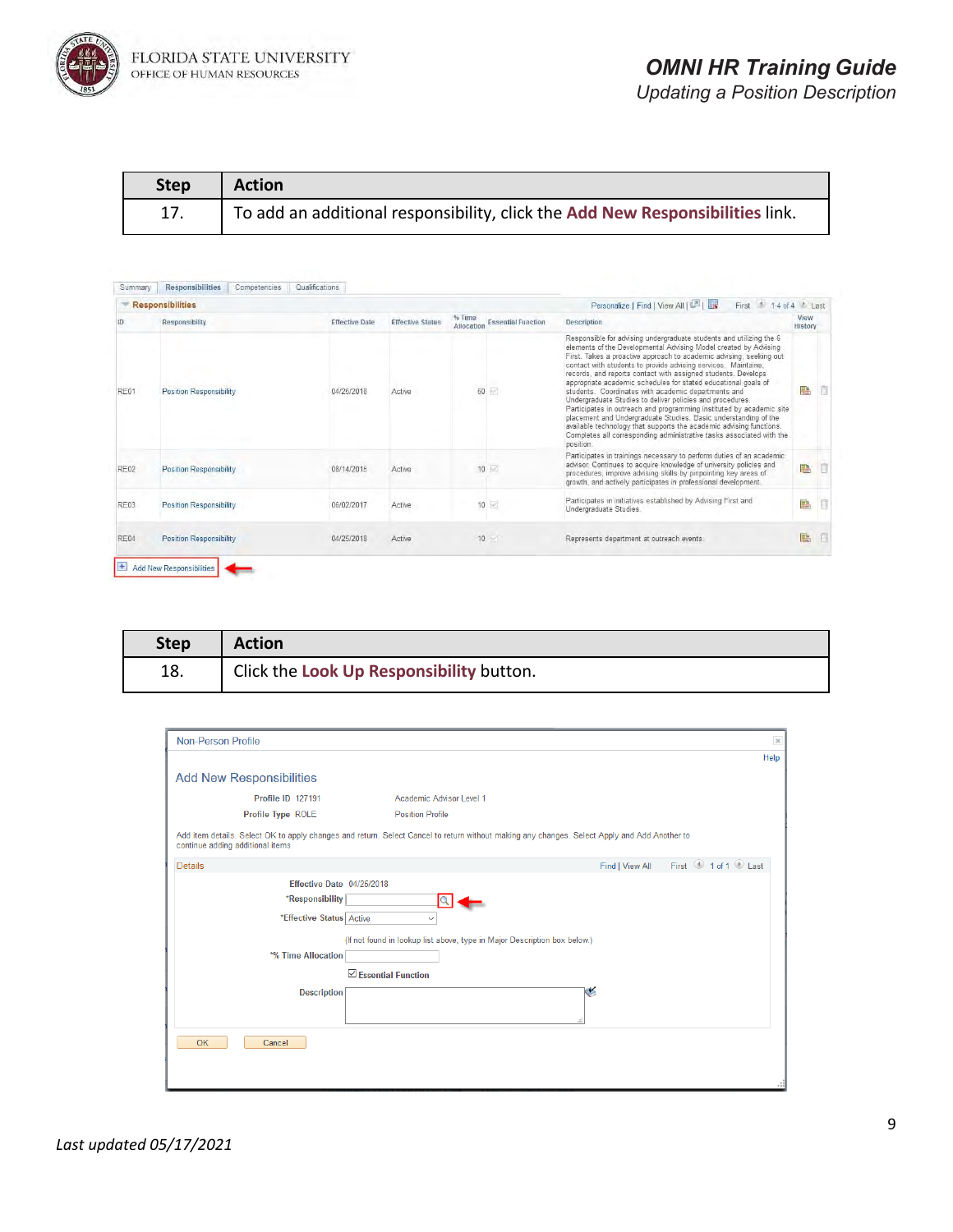| Step | Action |
| --- | --- |
| 17. | To add an additional responsibility, click the **Add New Responsibilities** link. |

| Step | Action |
| --- | --- |
| 18. | Click the **Look Up Responsibility** button. |

*Last updated 05/17/2021*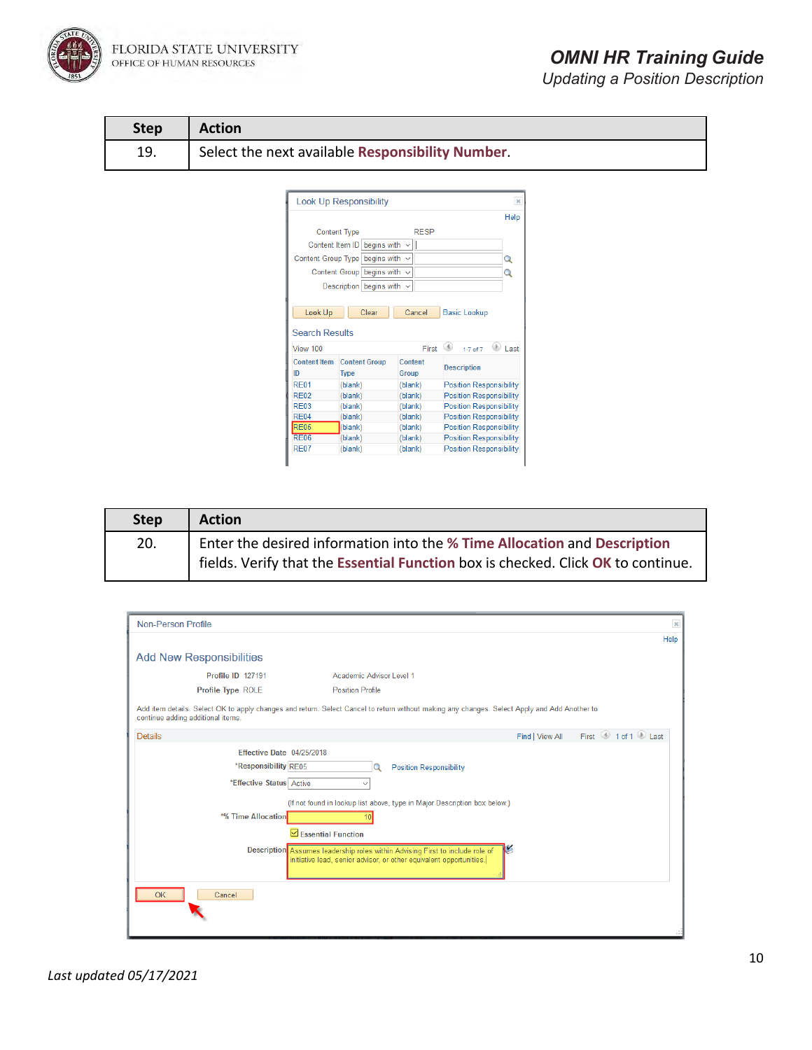| Step | Action |
|---|---|
| 19. | Select the next available **Responsibility Number**. |

| Step | Action |
|---|---|
| 20. | Enter the desired information into the **% Time Allocation** and **Description** fields. Verify that the **Essential Function** box is checked. Click **OK** to continue. |

*Last updated 05/17/2021*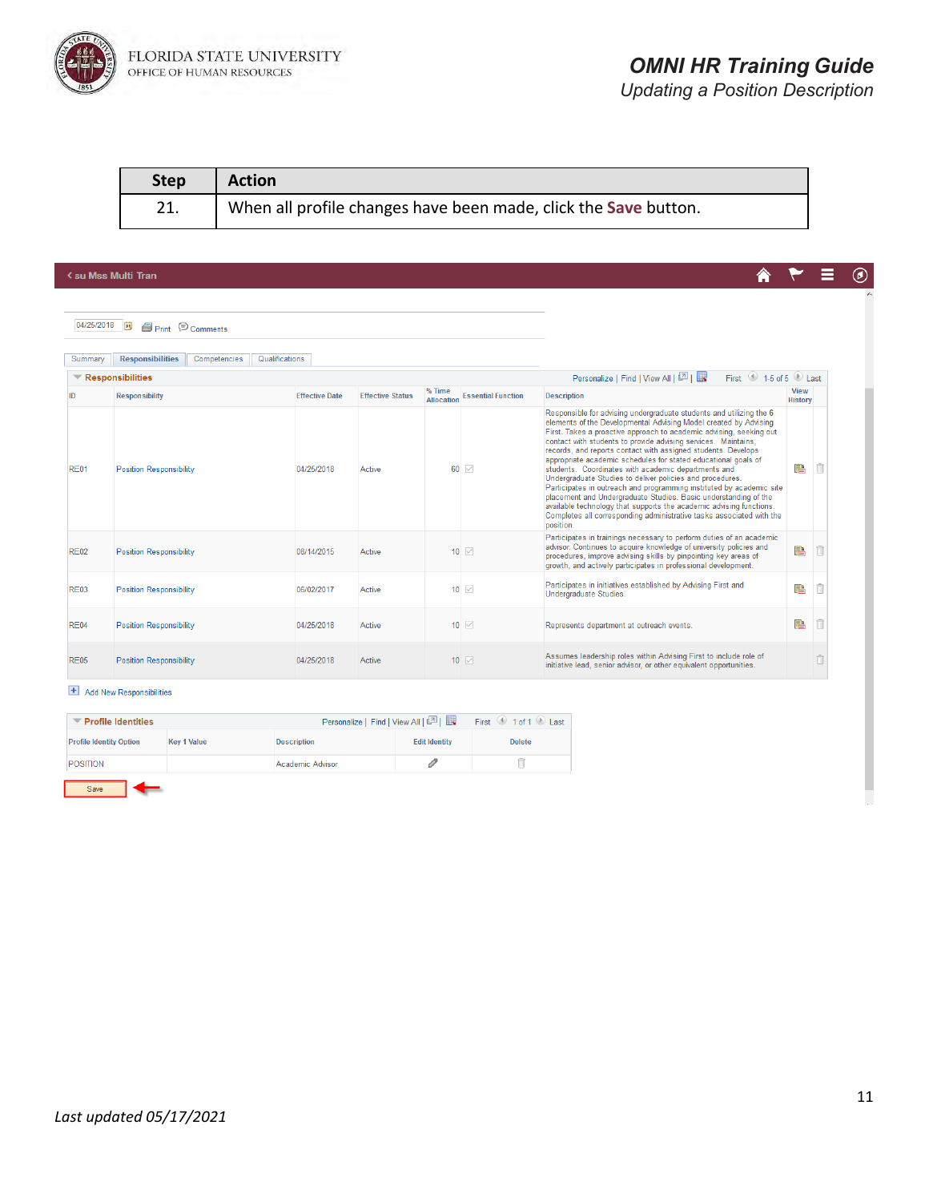| Step | Action |
|---|---|
| 21. | When all profile changes have been made, click the **Save** button. |

< su Mss Multi Tran

04/25/2018 Print Comments

Summary | Responsibilities | Competencies | Qualifications

**Responsibilities** — Personalize | Find | View All | First 1-5 of 5 Last

| ID | Responsibility | Effective Date | Effective Status | % Time Allocation | Essential Function | Description | View History |
|---|---|---|---|---|---|---|---|
| RE01 | Position Responsibility | 04/25/2018 | Active | 60 | ☑ | Responsible for advising undergraduate students and utilizing the 6 elements of the Developmental Advising Model created by Advising First. Takes a proactive approach to academic advising, seeking out contact with students to provide advising services. Maintains, records, and reports contact with assigned students. Develops appropriate academic schedules for stated educational goals of students. Coordinates with academic departments and Undergraduate Studies to deliver policies and procedures. Participates in outreach and programming instituted by academic site placement and Undergraduate Studies. Basic understanding of the available technology that supports the academic advising functions. Completes all corresponding administrative tasks associated with the position. | |
| RE02 | Position Responsibility | 08/14/2015 | Active | 10 | ☑ | Participates in trainings necessary to perform duties of an academic advisor. Continues to acquire knowledge of university policies and procedures, improve advising skills by pinpointing key areas of growth, and actively participates in professional development. | |
| RE03 | Position Responsibility | 05/02/2017 | Active | 10 | ☑ | Participates in initiatives established by Advising First and Undergraduate Studies. | |
| RE04 | Position Responsibility | 04/25/2018 | Active | 10 | ☑ | Represents department at outreach events. | |
| RE05 | Position Responsibility | 04/25/2018 | Active | 10 | ☑ | Assumes leadership roles within Advising First to include role of initiative lead, senior advisor, or other equivalent opportunities. | |

+ Add New Responsibilities

**Profile Identities** — Personalize | Find | View All | First 1 of 1 Last

| Profile Identity Option | Key 1 Value | Description | Edit Identity | Delete |
|---|---|---|---|---|
| POSITION | | Academic Advisor | | |

Save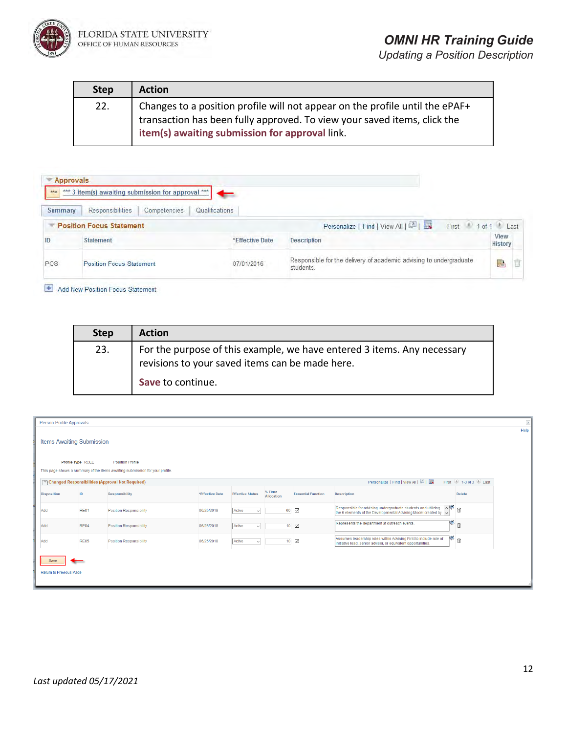| Step | Action |
|---|---|
| 22. | Changes to a position profile will not appear on the profile until the ePAF+ transaction has been fully approved. To view your saved items, click the **item(s) awaiting submission for approval** link. |

Approvals

*** 3 item(s) awaiting submission for approval ***

Summary | Responsibilities | Competencies | Qualifications

Position Focus Statement

| ID | Statement | *Effective Date | Description | View History |
|---|---|---|---|---|
| POS | Position Focus Statement | 07/01/2016 | Responsible for the delivery of academic advising to undergraduate students. | |

Add New Position Focus Statement

| Step | Action |
|---|---|
| 23. | For the purpose of this example, we have entered 3 items. Any necessary revisions to your saved items can be made here.<br><br>**Save** to continue. |

Person Profile Approvals

Items Awaiting Submission

Profile Type ROLE    Position Profile

This page shows a summary of the items awaiting submission for your profile.

Changed Responsibilities (Approval Not Required)

| Disposition | ID | Responsibility | *Effective Date | Effective Status | % Time Allocation | Essential Function | Description | Delete |
|---|---|---|---|---|---|---|---|---|
| Add | RE01 | Position Responsibility | 06/25/2018 | Active | 60 | ☑ | Responsible for advising undergraduate students and utilizing the 6 elements of the Developmental Advising Model created by | |
| Add | RE04 | Position Responsibility | 06/25/2018 | Active | 10 | ☑ | Represents the department at outreach events. | |
| Add | RE05 | Position Responsibility | 06/25/2018 | Active | 10 | ☑ | Assumes leadership roles within Advising First to include role of initiative lead, senior advisor, or equivalent opportunities. | |

Save

Return to Previous Page

*Last updated 05/17/2021*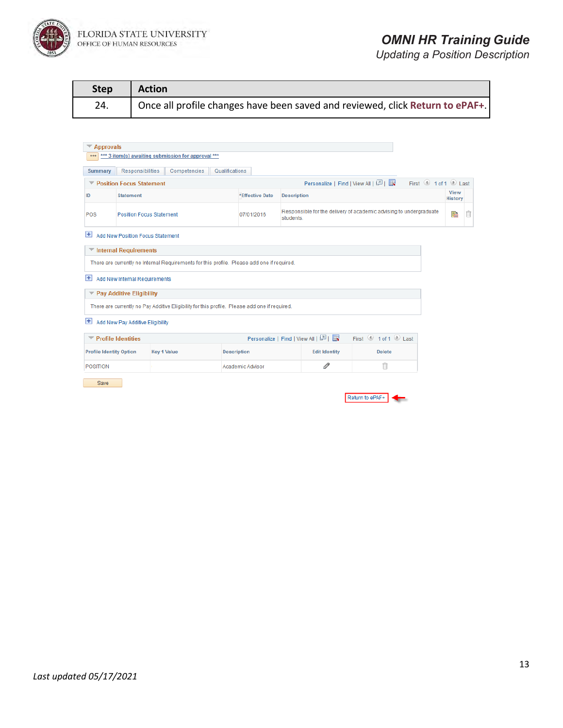| Step | Action |
| --- | --- |
| 24. | Once all profile changes have been saved and reviewed, click **Return to ePAF+**. |

Approvals

*** 3 item(s) awaiting submission for approval ***

Summary | Responsibilities | Competencies | Qualifications

**Position Focus Statement**

| ID | Statement | *Effective Date | Description | View History |
| --- | --- | --- | --- | --- |
| POS | Position Focus Statement | 07/01/2015 | Responsible for the delivery of academic advising to undergraduate students. | |

Add New Position Focus Statement

**Internal Requirements**

There are currently no Internal Requirements for this profile. Please add one if required.

Add New Internal Requirements

**Pay Additive Eligibility**

There are currently no Pay Additive Eligibility for this profile. Please add one if required.

Add New Pay Additive Eligibility

**Profile Identities**

| Profile Identity Option | Key 1 Value | Description | Edit Identity | Delete |
| --- | --- | --- | --- | --- |
| POSITION | | Academic Advisor | | |

Save

Return to ePAF+

*Last updated 05/17/2021*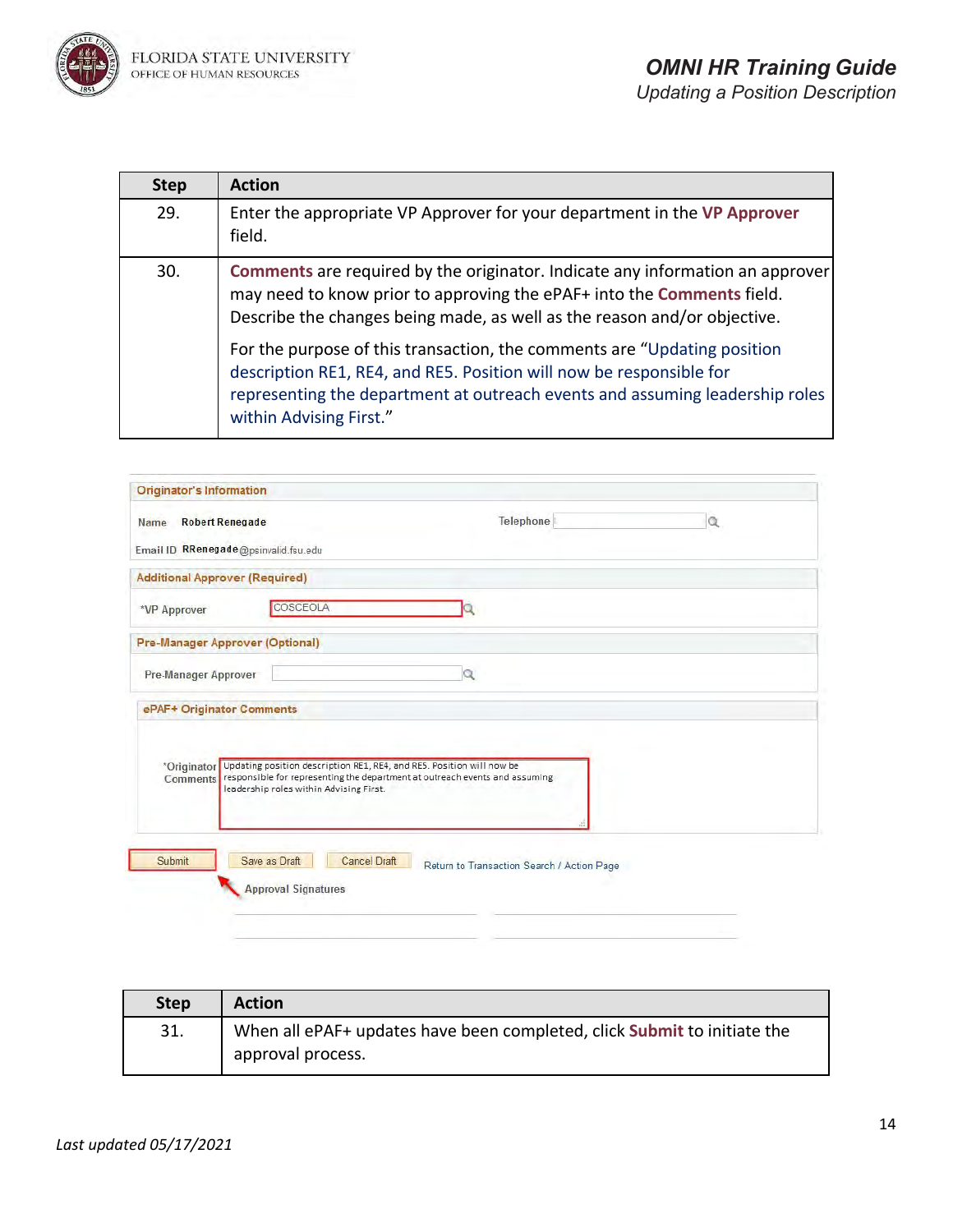| Step | Action |
|---|---|
| 29. | Enter the appropriate VP Approver for your department in the **VP Approver** field. |
| 30. | **Comments** are required by the originator. Indicate any information an approver may need to know prior to approving the ePAF+ into the **Comments** field. Describe the changes being made, as well as the reason and/or objective. <br><br> For the purpose of this transaction, the comments are "Updating position description RE1, RE4, and RE5. Position will now be responsible for representing the department at outreach events and assuming leadership roles within Advising First." |

Originator's Information

Name Robert Renegade

Telephone

Email ID RRenegade@psinvalid.fsu.edu

Additional Approver (Required)

*VP Approver COSCEOLA

Pre-Manager Approver (Optional)

Pre-Manager Approver

ePAF+ Originator Comments

*Originator Comments: Updating position description RE1, RE4, and RE5. Position will now be responsible for representing the department at outreach events and assuming leadership roles within Advising First.

Submit | Save as Draft | Cancel Draft | Return to Transaction Search / Action Page

Approval Signatures

| Step | Action |
|---|---|
| 31. | When all ePAF+ updates have been completed, click **Submit** to initiate the approval process. |

*Last updated 05/17/2021*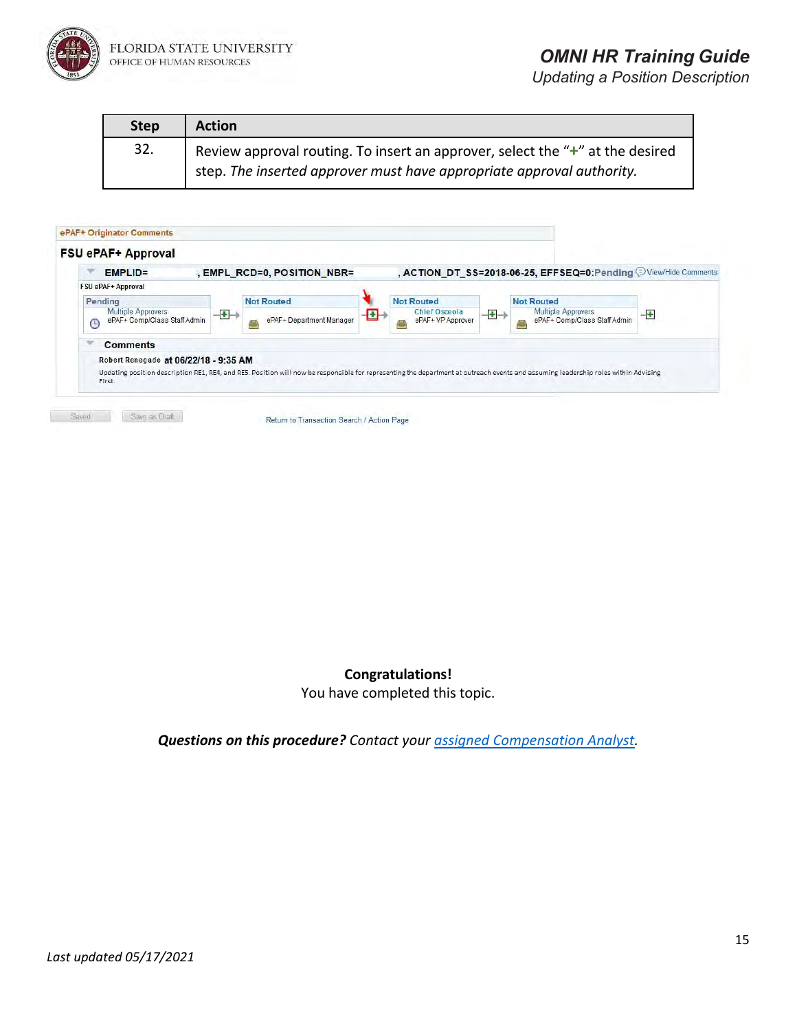| Step | Action |
|---|---|
| 32. | Review approval routing. To insert an approver, select the "+" at the desired step. *The inserted approver must have appropriate approval authority.* |

ePAF+ Originator Comments

FSU ePAF+ Approval

EMPLID= , EMPL_RCD=0, POSITION_NBR= , ACTION_DT_SS=2018-06-25, EFFSEQ=0:Pending View/Hide Comments

FSU ePAF+ Approval

Pending
Multiple Approvers
ePAF+ Comp/Class Staff Admin

Not Routed
ePAF+ Department Manager

Not Routed
Chief Osceola
ePAF+ VP Approver

Not Routed
Multiple Approvers
ePAF+ Comp/Class Staff Admin

Comments

Robert Renegade at 06/22/18 - 9:35 AM

Updating position description RE1, RE4, and RE5. Position will now be responsible for representing the department at outreach events and assuming leadership roles within Advising First.

Saved Save as Draft Return to Transaction Search / Action Page

**Congratulations!**
You have completed this topic.

***Questions on this procedure?*** *Contact your [assigned Compensation Analyst](assigned Compensation Analyst).*

*Last updated 05/17/2021*